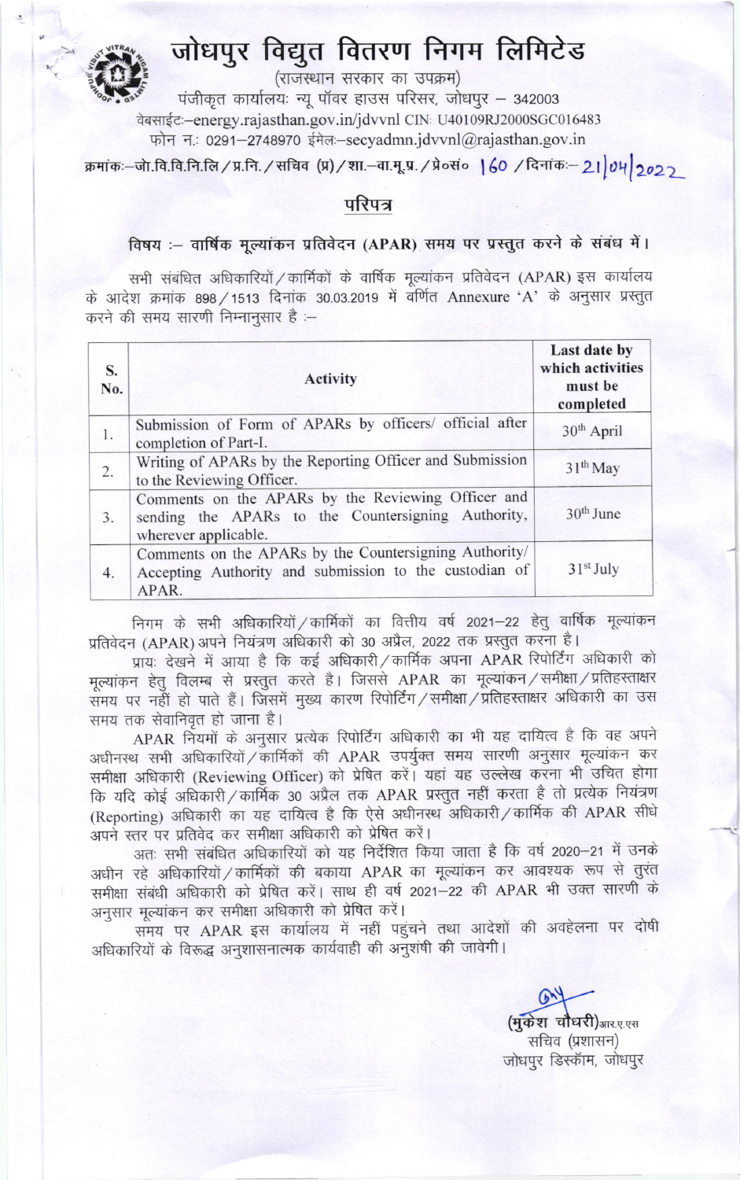# जोधपुर विद्युत वितरण निगम लिमिटेड

(राजस्थान सरकार का उपक्रम)

पंजीकृत कार्यालयः न्यू पॉवर हाउस परिसर, जोधपुर – 342003

वेबसाईटः–energy.rajasthan.gov.in/jdvvnl CIN: U40109RJ2000SGC016483

फोन न.: 0291–2748970 ईमेलः–secyadmn.jdvvnl@rajasthan.gov.in

क्रमांकः–जो.वि.वि.नि.लि / प्र.नि. / सचिव (प्र) / शा.–वा.मू.प्र. / प्रे०सं० 160 / दिनांकः– 21/04/2022

## परिपत्र

**विषय :– वार्षिक मूल्यांकन प्रतिवेदन (APAR) समय पर प्रस्तुत करने के संबंध में।**

सभी संबंधित अधिकारियों / कार्मिकों के वार्षिक मूल्यांकन प्रतिवेदन (APAR) इस कार्यालय के आदेश क्रमांक 898 / 1513 दिनांक 30.03.2019 में वर्णित Annexure 'A' के अनुसार प्रस्तुत करने की समय सारणी निम्नानुसार है :–

| S. No. | Activity | Last date by which activities must be completed |
|---|---|---|
| 1. | Submission of Form of APARs by officers/ official after completion of Part-I. | 30th April |
| 2. | Writing of APARs by the Reporting Officer and Submission to the Reviewing Officer. | 31th May |
| 3. | Comments on the APARs by the Reviewing Officer and sending the APARs to the Countersigning Authority, wherever applicable. | 30th June |
| 4. | Comments on the APARs by the Countersigning Authority/ Accepting Authority and submission to the custodian of APAR. | 31st July |

निगम के सभी अधिकारियों / कार्मिकों का वित्तीय वर्ष 2021–22 हेतु वार्षिक मूल्यांकन प्रतिवेदन (APAR) अपने नियंत्रण अधिकारी को 30 अप्रैल, 2022 तक प्रस्तुत करना है।

प्रायः देखने में आया है कि कई अधिकारी / कार्मिक अपना APAR रिपोर्टिंग अधिकारी को मूल्यांकन हेतु विलम्ब से प्रस्तुत करते है। जिससे APAR का मूल्यांकन / समीक्षा / प्रतिहस्ताक्षर समय पर नहीं हो पाते हैं। जिसमें मुख्य कारण रिपोर्टिंग / समीक्षा / प्रतिहस्ताक्षर अधिकारी का उस समय तक सेवानिवृत हो जाना है।

APAR नियमों के अनुसार प्रत्येक रिपोर्टिंग अधिकारी का भी यह दायित्व है कि वह अपने अधीनस्थ सभी अधिकारियों / कार्मिकों की APAR उपर्युक्त समय सारणी अनुसार मूल्यांकन कर समीक्षा अधिकारी (Reviewing Officer) को प्रेषित करें। यहां यह उल्लेख करना भी उचित होगा कि यदि कोई अधिकारी / कार्मिक 30 अप्रैल तक APAR प्रस्तुत नहीं करता है तो प्रत्येक नियंत्रण (Reporting) अधिकारी का यह दायित्व है कि ऐसे अधीनस्थ अधिकारी / कार्मिक की APAR सीधे अपने स्तर पर प्रतिवेद कर समीक्षा अधिकारी को प्रेषित करें।

अतः सभी संबंधित अधिकारियों को यह निर्देशित किया जाता है कि वर्ष 2020–21 में उनके अधीन रहे अधिकारियों / कार्मिकों की बकाया APAR का मूल्यांकन कर आवश्यक रूप से तुरंत समीक्षा संबंधी अधिकारी को प्रेषित करें। साथ ही वर्ष 2021–22 की APAR भी उक्त सारणी के अनुसार मूल्यांकन कर समीक्षा अधिकारी को प्रेषित करें।

समय पर APAR इस कार्यालय में नहीं पहुंचने तथा आदेशों की अवहेलना पर दोषी अधिकारियों के विरूद्ध अनुशासनात्मक कार्यवाही की अनुशंषी की जावेगी।

(मुकेश चौधरी)आर.ए.एस

सचिव (प्रशासन)

जोधपुर डिस्कॉम, जोधपुर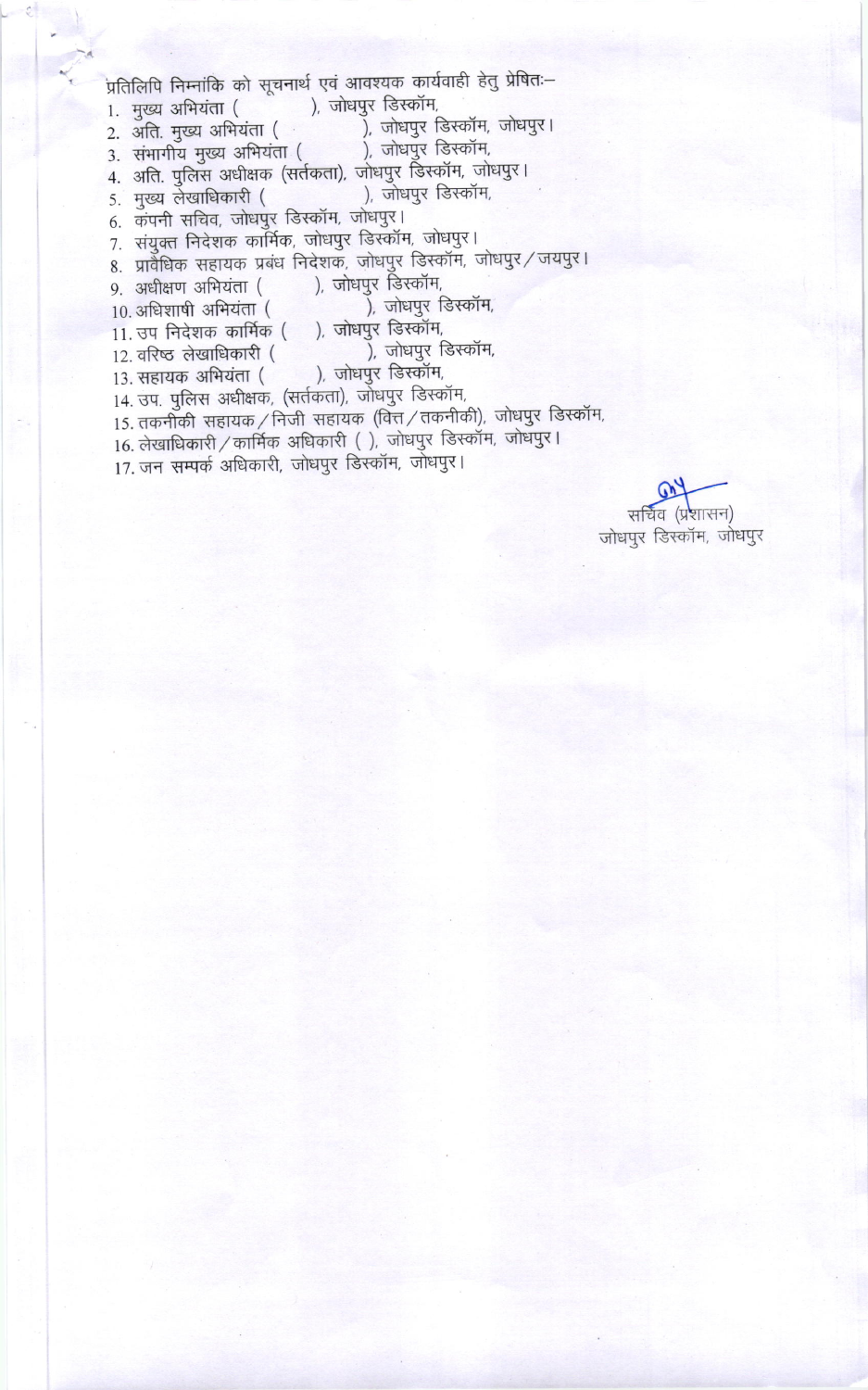प्रतिलिपि निम्नांकि को सूचनार्थ एवं आवश्यक कार्यवाही हेतु प्रेषितः–

1. मुख्य अभियंता ( ), जोधपुर डिस्कॉम,
2. अति. मुख्य अभियंता ( ), जोधपुर डिस्कॉम, जोधपुर।
3. संभागीय मुख्य अभियंता ( ), जोधपुर डिस्कॉम,
4. अति. पुलिस अधीक्षक (सर्तकता), जोधपुर डिस्कॉम, जोधपुर।
5. मुख्य लेखाधिकारी ( ), जोधपुर डिस्कॉम,
6. कंपनी सचिव, जोधपुर डिस्कॉम, जोधपुर।
7. संयुक्त निदेशक कार्मिक, जोधपुर डिस्कॉम, जोधपुर।
8. प्रावैधिक सहायक प्रबंध निदेशक, जोधपुर डिस्कॉम, जोधपुर/जयपुर।
9. अधीक्षण अभियंता ( ), जोधपुर डिस्कॉम,
10. अधिशाषी अभियंता ( ), जोधपुर डिस्कॉम,
11. उप निदेशक कार्मिक ( ), जोधपुर डिस्कॉम,
12. वरिष्ठ लेखाधिकारी ( ), जोधपुर डिस्कॉम,
13. सहायक अभियंता ( ), जोधपुर डिस्कॉम,
14. उप. पुलिस अधीक्षक, (सर्तकता), जोधपुर डिस्कॉम,
15. तकनीकी सहायक/निजी सहायक (वित्त/तकनीकी), जोधपुर डिस्कॉम,
16. लेखाधिकारी/कार्मिक अधिकारी ( ), जोधपुर डिस्कॉम, जोधपुर।
17. जन सम्पर्क अधिकारी, जोधपुर डिस्कॉम, जोधपुर।

सचिव (प्रशासन)
जोधपुर डिस्कॉम, जोधपुर